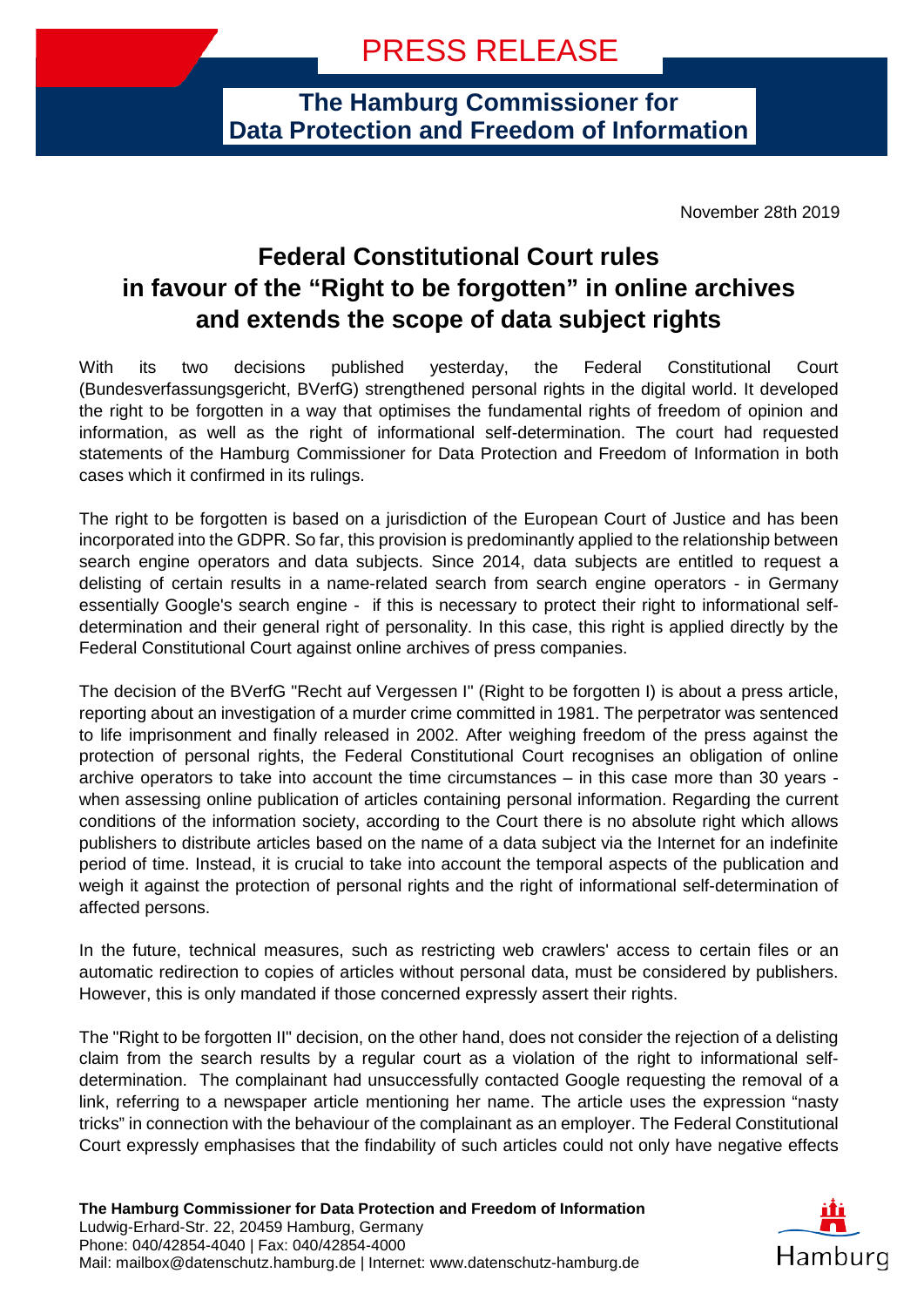# PRESS RELEASE

**The Hamburg Commissioner for Data Protection and Freedom of Information**

November 28th 2019

## Federal Constitutional Court rules in favour of the "Right to be forgotten" in online archives and extends the scope of data subject rights

With its two decisions published yesterday, the Federal Constitutional Court (Bundesverfassungsgericht, BVerfG) strengthened personal rights in the digital world. It developed the right to be forgotten in a way that optimises the fundamental rights of freedom of opinion and information, as well as the right of informational self-determination. The court had requested statements of the Hamburg Commissioner for Data Protection and Freedom of Information in both cases which it confirmed in its rulings.

The right to be forgotten is based on a jurisdiction of the European Court of Justice and has been incorporated into the GDPR. So far, this provision is predominantly applied to the relationship between search engine operators and data subjects. Since 2014, data subjects are entitled to request a delisting of certain results in a name-related search from search engine operators - in Germany essentially Google's search engine - if this is necessary to protect their right to informational self-determination and their general right of personality. In this case, this right is applied directly by the Federal Constitutional Court against online archives of press companies.

The decision of the BVerfG "Recht auf Vergessen I" (Right to be forgotten I) is about a press article, reporting about an investigation of a murder crime committed in 1981. The perpetrator was sentenced to life imprisonment and finally released in 2002. After weighing freedom of the press against the protection of personal rights, the Federal Constitutional Court recognises an obligation of online archive operators to take into account the time circumstances – in this case more than 30 years - when assessing online publication of articles containing personal information. Regarding the current conditions of the information society, according to the Court there is no absolute right which allows publishers to distribute articles based on the name of a data subject via the Internet for an indefinite period of time. Instead, it is crucial to take into account the temporal aspects of the publication and weigh it against the protection of personal rights and the right of informational self-determination of affected persons.

In the future, technical measures, such as restricting web crawlers' access to certain files or an automatic redirection to copies of articles without personal data, must be considered by publishers. However, this is only mandated if those concerned expressly assert their rights.

The "Right to be forgotten II" decision, on the other hand, does not consider the rejection of a delisting claim from the search results by a regular court as a violation of the right to informational self-determination. The complainant had unsuccessfully contacted Google requesting the removal of a link, referring to a newspaper article mentioning her name. The article uses the expression "nasty tricks" in connection with the behaviour of the complainant as an employer. The Federal Constitutional Court expressly emphasises that the findability of such articles could not only have negative effects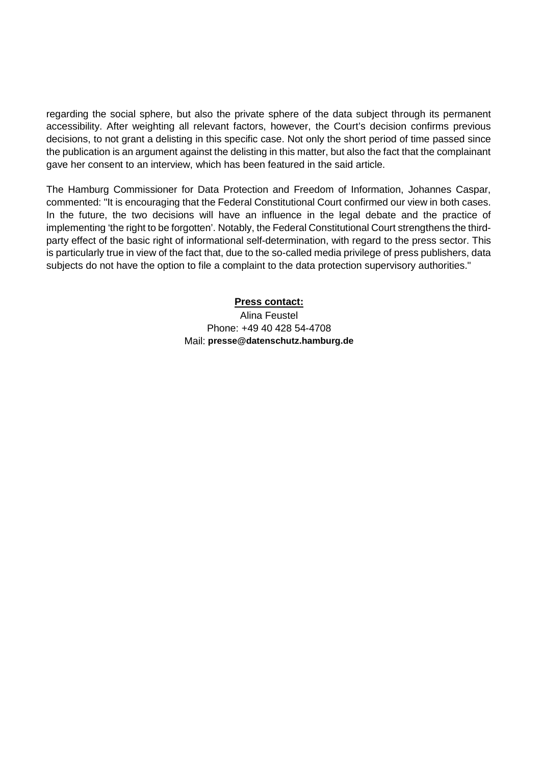regarding the social sphere, but also the private sphere of the data subject through its permanent accessibility. After weighting all relevant factors, however, the Court's decision confirms previous decisions, to not grant a delisting in this specific case. Not only the short period of time passed since the publication is an argument against the delisting in this matter, but also the fact that the complainant gave her consent to an interview, which has been featured in the said article.

The Hamburg Commissioner for Data Protection and Freedom of Information, Johannes Caspar, commented: "It is encouraging that the Federal Constitutional Court confirmed our view in both cases. In the future, the two decisions will have an influence in the legal debate and the practice of implementing 'the right to be forgotten'. Notably, the Federal Constitutional Court strengthens the third-party effect of the basic right of informational self-determination, with regard to the press sector. This is particularly true in view of the fact that, due to the so-called media privilege of press publishers, data subjects do not have the option to file a complaint to the data protection supervisory authorities."

**Press contact:**
Alina Feustel
Phone: +49 40 428 54-4708
Mail: **presse@datenschutz.hamburg.de**